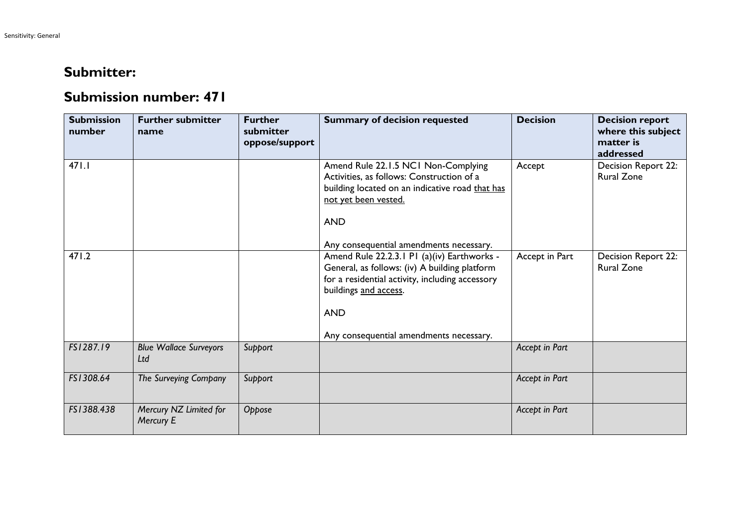## Submitter:

## Submission number: 471

| Submission number | Further submitter name | Further submitter oppose/support | Summary of decision requested | Decision | Decision report where this subject matter is addressed |
|---|---|---|---|---|---|
| 471.1 | | | Amend Rule 22.1.5 NC1 Non-Complying Activities, as follows: Construction of a building located on an indicative road <u>that has not yet been vested.</u><br><br>AND<br><br>Any consequential amendments necessary. | Accept | Decision Report 22: Rural Zone |
| 471.2 | | | Amend Rule 22.2.3.1 P1 (a)(iv) Earthworks - General, as follows: (iv) A building platform for a residential activity, including accessory buildings <u>and access</u>.<br><br>AND<br><br>Any consequential amendments necessary. | Accept in Part | Decision Report 22: Rural Zone |
| *FS1287.19* | *Blue Wallace Surveyors Ltd* | *Support* | | *Accept in Part* | |
| *FS1308.64* | *The Surveying Company* | *Support* | | *Accept in Part* | |
| *FS1388.438* | *Mercury NZ Limited for Mercury E* | *Oppose* | | *Accept in Part* | |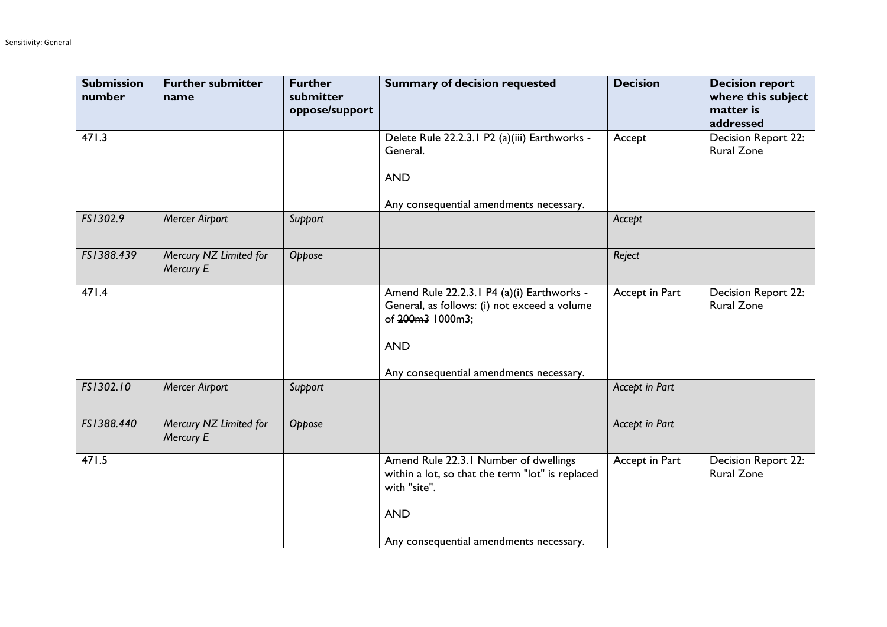| Submission number | Further submitter name | Further submitter oppose/support | Summary of decision requested | Decision | Decision report where this subject matter is addressed |
|---|---|---|---|---|---|
| 471.3 | | | Delete Rule 22.2.3.1 P2 (a)(iii) Earthworks - General.<br><br>AND<br><br>Any consequential amendments necessary. | Accept | Decision Report 22: Rural Zone |
| *FS1302.9* | *Mercer Airport* | *Support* | | *Accept* | |
| *FS1388.439* | *Mercury NZ Limited for Mercury E* | *Oppose* | | *Reject* | |
| 471.4 | | | Amend Rule 22.2.3.1 P4 (a)(i) Earthworks - General, as follows: (i) not exceed a volume of ~~200m3~~ <u>1000m3;</u><br><br>AND<br><br>Any consequential amendments necessary. | Accept in Part | Decision Report 22: Rural Zone |
| *FS1302.10* | *Mercer Airport* | *Support* | | *Accept in Part* | |
| *FS1388.440* | *Mercury NZ Limited for Mercury E* | *Oppose* | | *Accept in Part* | |
| 471.5 | | | Amend Rule 22.3.1 Number of dwellings within a lot, so that the term "lot" is replaced with "site".<br><br>AND<br><br>Any consequential amendments necessary. | Accept in Part | Decision Report 22: Rural Zone |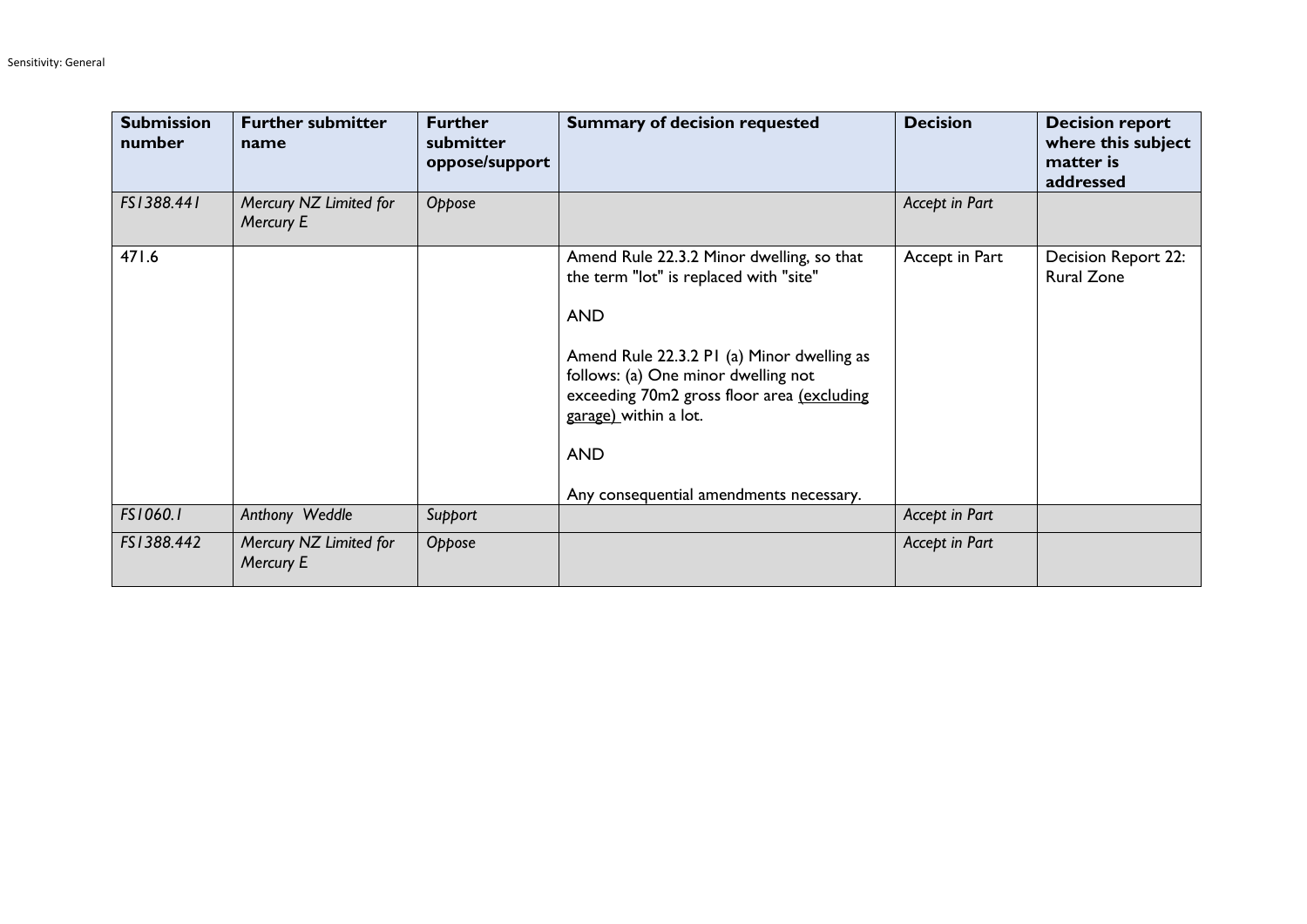| Submission number | Further submitter name | Further submitter oppose/support | Summary of decision requested | Decision | Decision report where this subject matter is addressed |
|---|---|---|---|---|---|
| *FS1388.441* | *Mercury NZ Limited for Mercury E* | *Oppose* | | *Accept in Part* | |
| 471.6 | | | Amend Rule 22.3.2 Minor dwelling, so that the term "lot" is replaced with "site"<br><br>AND<br><br>Amend Rule 22.3.2 P1 (a) Minor dwelling as follows: (a) One minor dwelling not exceeding 70m2 gross floor area <u>(excluding garage)</u> within a lot.<br><br>AND<br><br>Any consequential amendments necessary. | Accept in Part | Decision Report 22: Rural Zone |
| *FS1060.1* | *Anthony Weddle* | *Support* | | *Accept in Part* | |
| *FS1388.442* | *Mercury NZ Limited for Mercury E* | *Oppose* | | *Accept in Part* | |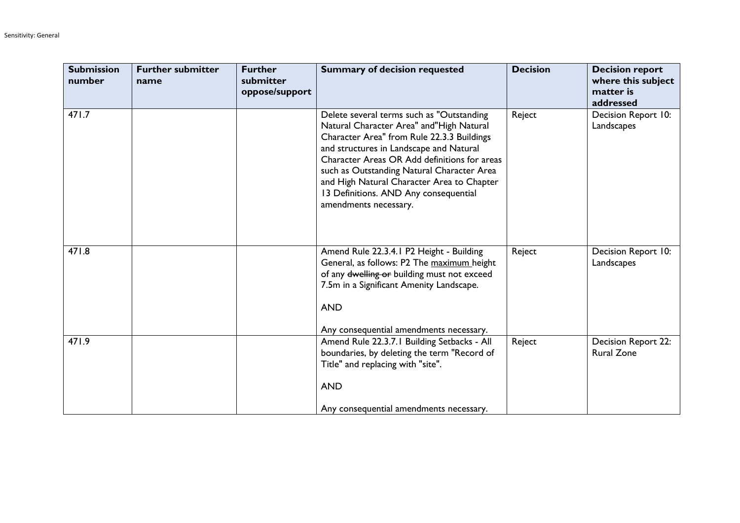| Submission number | Further submitter name | Further submitter oppose/support | Summary of decision requested | Decision | Decision report where this subject matter is addressed |
|---|---|---|---|---|---|
| 471.7 | | | Delete several terms such as "Outstanding Natural Character Area" and"High Natural Character Area" from Rule 22.3.3 Buildings and structures in Landscape and Natural Character Areas OR Add definitions for areas such as Outstanding Natural Character Area and High Natural Character Area to Chapter 13 Definitions. AND Any consequential amendments necessary. | Reject | Decision Report 10: Landscapes |
| 471.8 | | | Amend Rule 22.3.4.1 P2 Height - Building General, as follows: P2 The <u>maximum</u> height of any ~~dwelling or~~ building must not exceed 7.5m in a Significant Amenity Landscape.<br><br>AND<br><br>Any consequential amendments necessary. | Reject | Decision Report 10: Landscapes |
| 471.9 | | | Amend Rule 22.3.7.1 Building Setbacks - All boundaries, by deleting the term "Record of Title" and replacing with "site".<br><br>AND<br><br>Any consequential amendments necessary. | Reject | Decision Report 22: Rural Zone |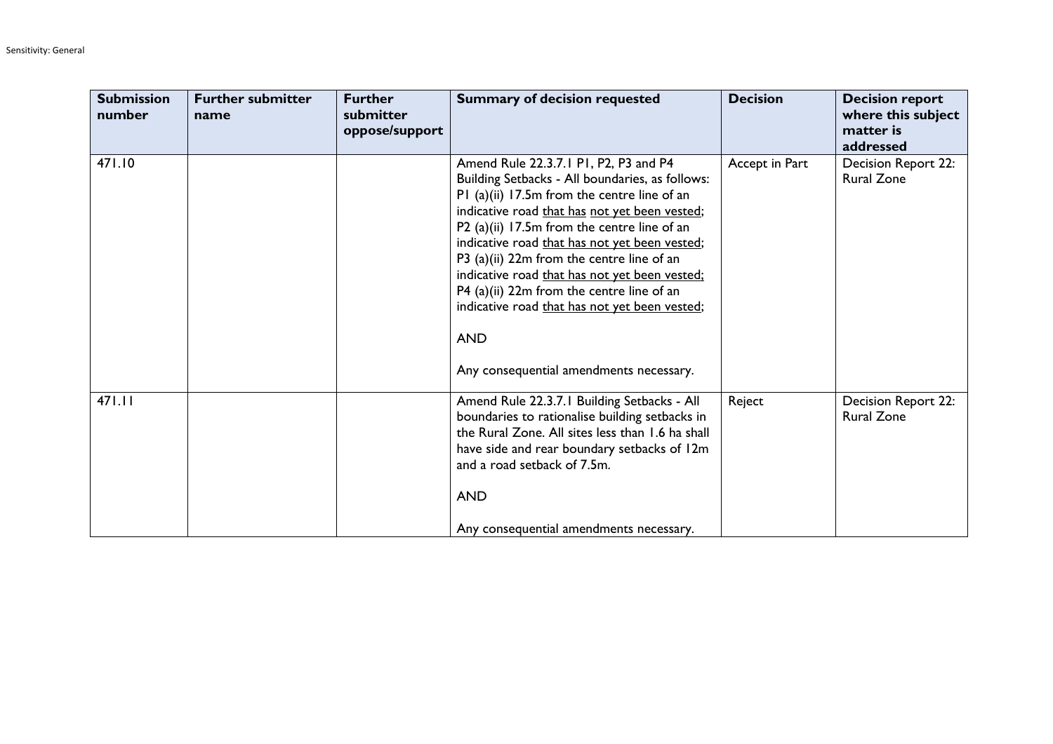| Submission number | Further submitter name | Further submitter oppose/support | Summary of decision requested | Decision | Decision report where this subject matter is addressed |
|---|---|---|---|---|---|
| 471.10 | | | Amend Rule 22.3.7.1 P1, P2, P3 and P4 Building Setbacks - All boundaries, as follows: P1 (a)(ii) 17.5m from the centre line of an indicative road <u>that has</u> <u>not yet been vested</u>; P2 (a)(ii) 17.5m from the centre line of an indicative road <u>that has not yet been vested</u>; P3 (a)(ii) 22m from the centre line of an indicative road <u>that has not yet been vested;</u> P4 (a)(ii) 22m from the centre line of an indicative road <u>that has not yet been vested</u>;<br><br>AND<br><br>Any consequential amendments necessary. | Accept in Part | Decision Report 22: Rural Zone |
| 471.11 | | | Amend Rule 22.3.7.1 Building Setbacks - All boundaries to rationalise building setbacks in the Rural Zone. All sites less than 1.6 ha shall have side and rear boundary setbacks of 12m and a road setback of 7.5m.<br><br>AND<br><br>Any consequential amendments necessary. | Reject | Decision Report 22: Rural Zone |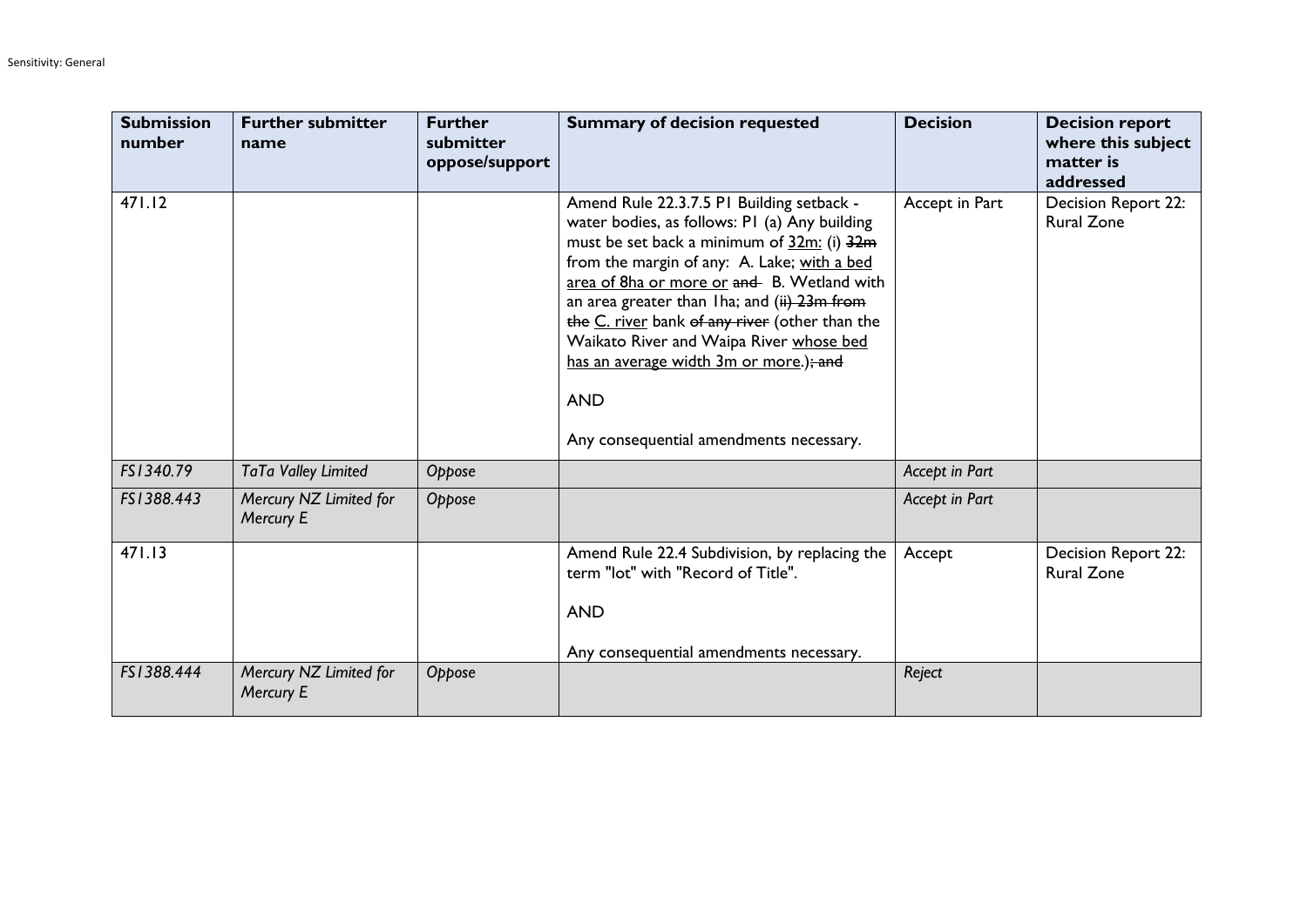| Submission number | Further submitter name | Further submitter oppose/support | Summary of decision requested | Decision | Decision report where this subject matter is addressed |
|---|---|---|---|---|---|
| 471.12 | | | Amend Rule 22.3.7.5 P1 Building setback - water bodies, as follows: P1 (a) Any building must be set back a minimum of <u>32m:</u> (i) ~~32m~~ from the margin of any: A. Lake; <u>with a bed area of 8ha or more or</u> ~~and~~ B. Wetland with an area greater than 1ha; and (~~ii) 23m from the~~ <u>C. river</u> bank ~~of any river~~ (other than the Waikato River and Waipa River <u>whose bed has an average width 3m or more</u>.)~~; and~~<br><br>AND<br><br>Any consequential amendments necessary. | Accept in Part | Decision Report 22: Rural Zone |
| *FS1340.79* | *TaTa Valley Limited* | *Oppose* | | *Accept in Part* | |
| *FS1388.443* | *Mercury NZ Limited for Mercury E* | *Oppose* | | *Accept in Part* | |
| 471.13 | | | Amend Rule 22.4 Subdivision, by replacing the term "lot" with "Record of Title".<br><br>AND<br><br>Any consequential amendments necessary. | Accept | Decision Report 22: Rural Zone |
| *FS1388.444* | *Mercury NZ Limited for Mercury E* | *Oppose* | | *Reject* | |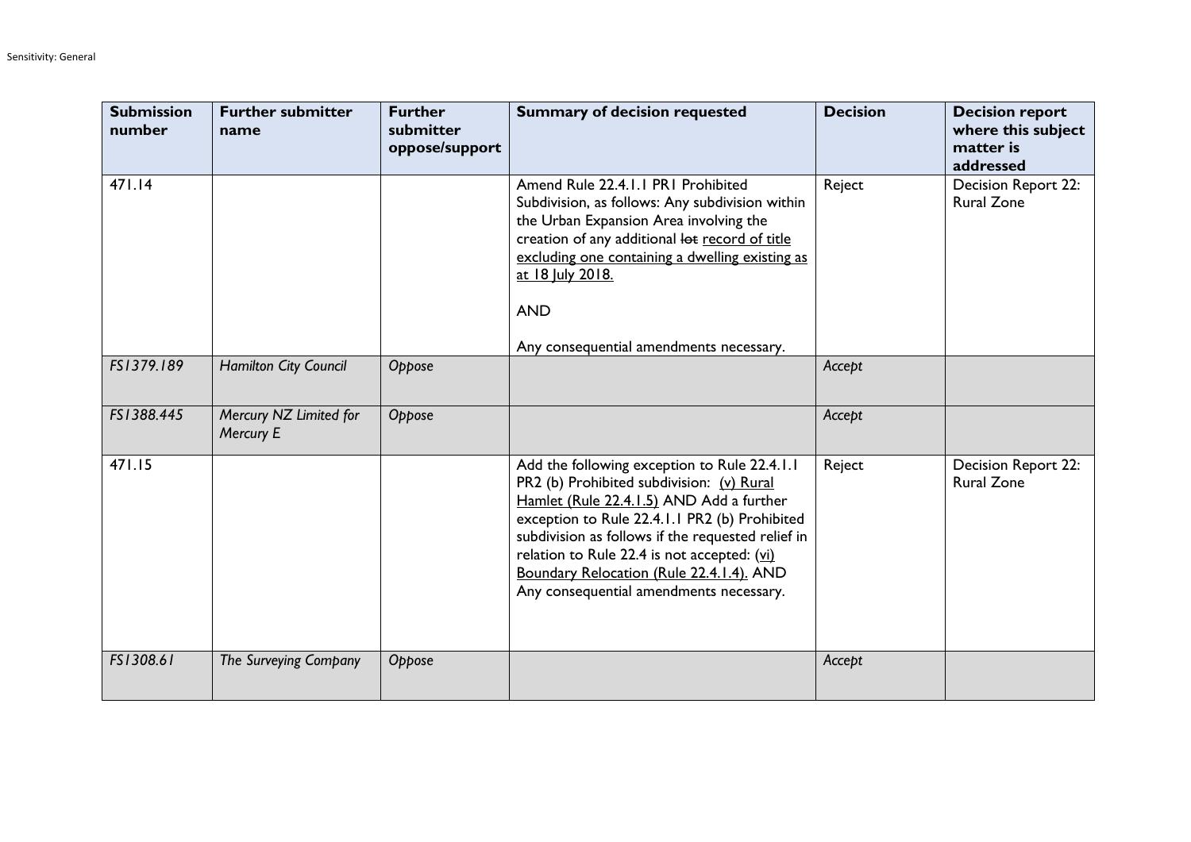| Submission number | Further submitter name | Further submitter oppose/support | Summary of decision requested | Decision | Decision report where this subject matter is addressed |
|---|---|---|---|---|---|
| 471.14 | | | Amend Rule 22.4.1.1 PR1 Prohibited Subdivision, as follows: Any subdivision within the Urban Expansion Area involving the creation of any additional ~~lot~~ <u>record of title excluding one containing a dwelling existing as at 18 July 2018.</u><br><br>AND<br><br>Any consequential amendments necessary. | Reject | Decision Report 22: Rural Zone |
| *FS1379.189* | *Hamilton City Council* | *Oppose* | | *Accept* | |
| *FS1388.445* | *Mercury NZ Limited for Mercury E* | *Oppose* | | *Accept* | |
| 471.15 | | | Add the following exception to Rule 22.4.1.1 PR2 (b) Prohibited subdivision: <u>(v) Rural Hamlet (Rule 22.4.1.5)</u> AND Add a further exception to Rule 22.4.1.1 PR2 (b) Prohibited subdivision as follows if the requested relief in relation to Rule 22.4 is not accepted: <u>(vi) Boundary Relocation (Rule 22.4.1.4).</u> AND Any consequential amendments necessary. | Reject | Decision Report 22: Rural Zone |
| *FS1308.61* | *The Surveying Company* | *Oppose* | | *Accept* | |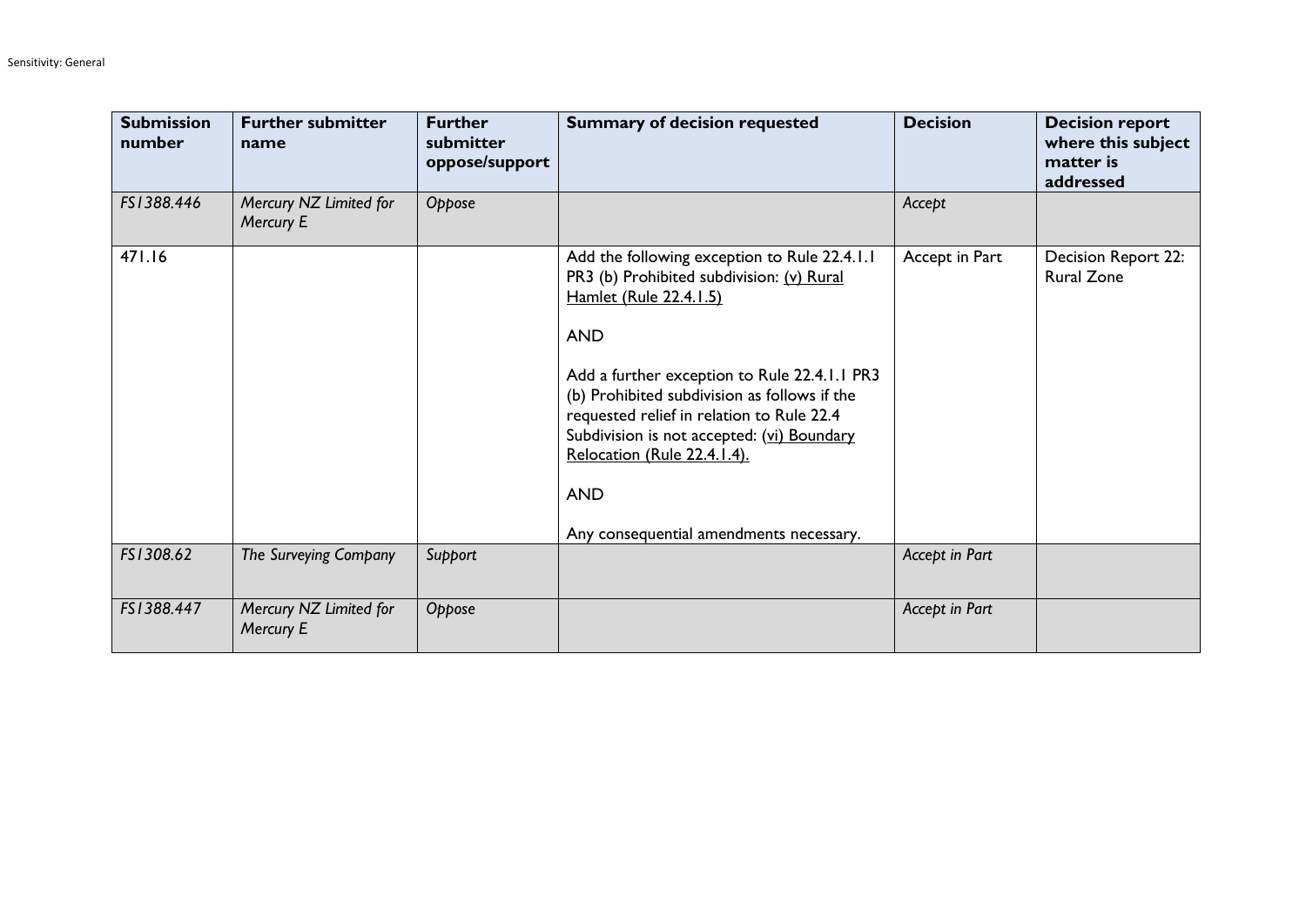| Submission number | Further submitter name | Further submitter oppose/support | Summary of decision requested | Decision | Decision report where this subject matter is addressed |
|---|---|---|---|---|---|
| *FS1388.446* | *Mercury NZ Limited for Mercury E* | *Oppose* | | *Accept* | |
| 471.16 | | | Add the following exception to Rule 22.4.1.1 PR3 (b) Prohibited subdivision: <u>(v) Rural Hamlet (Rule 22.4.1.5)</u><br><br>AND<br><br>Add a further exception to Rule 22.4.1.1 PR3 (b) Prohibited subdivision as follows if the requested relief in relation to Rule 22.4 Subdivision is not accepted: <u>(vi) Boundary Relocation (Rule 22.4.1.4).</u><br><br>AND<br><br>Any consequential amendments necessary. | Accept in Part | Decision Report 22: Rural Zone |
| *FS1308.62* | *The Surveying Company* | *Support* | | *Accept in Part* | |
| *FS1388.447* | *Mercury NZ Limited for Mercury E* | *Oppose* | | *Accept in Part* | |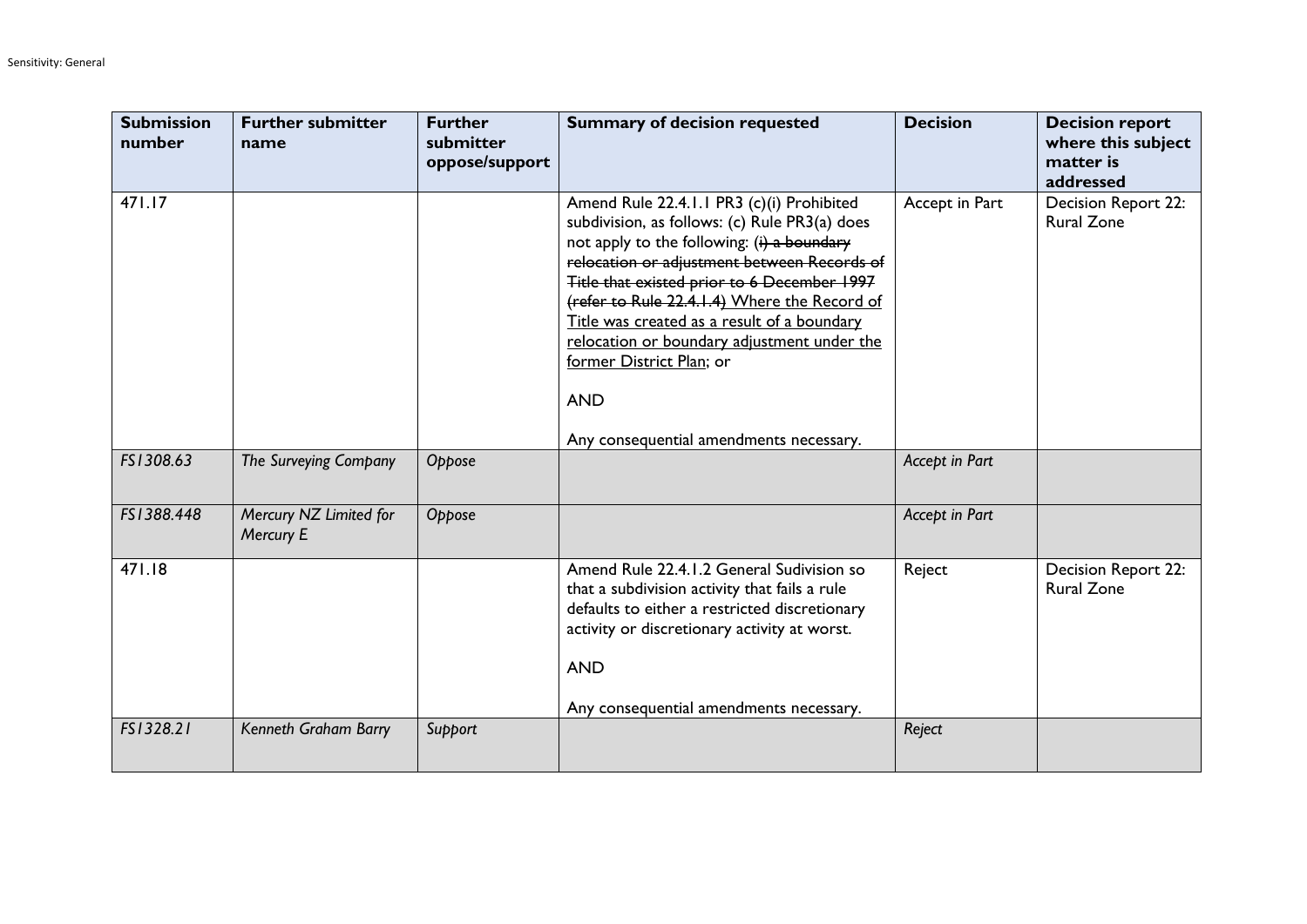| Submission number | Further submitter name | Further submitter oppose/support | Summary of decision requested | Decision | Decision report where this subject matter is addressed |
|---|---|---|---|---|---|
| 471.17 | | | Amend Rule 22.4.1.1 PR3 (c)(i) Prohibited subdivision, as follows: (c) Rule PR3(a) does not apply to the following: ~~(i) a boundary relocation or adjustment between Records of Title that existed prior to 6 December 1997 (refer to Rule 22.4.1.4)~~ <u>Where the Record of Title was created as a result of a boundary relocation or boundary adjustment under the former District Plan</u>; or<br><br>AND<br><br>Any consequential amendments necessary. | Accept in Part | Decision Report 22: Rural Zone |
| *FS1308.63* | *The Surveying Company* | *Oppose* | | *Accept in Part* | |
| *FS1388.448* | *Mercury NZ Limited for Mercury E* | *Oppose* | | *Accept in Part* | |
| 471.18 | | | Amend Rule 22.4.1.2 General Sudivision so that a subdivision activity that fails a rule defaults to either a restricted discretionary activity or discretionary activity at worst.<br><br>AND<br><br>Any consequential amendments necessary. | Reject | Decision Report 22: Rural Zone |
| *FS1328.21* | *Kenneth Graham Barry* | *Support* | | *Reject* | |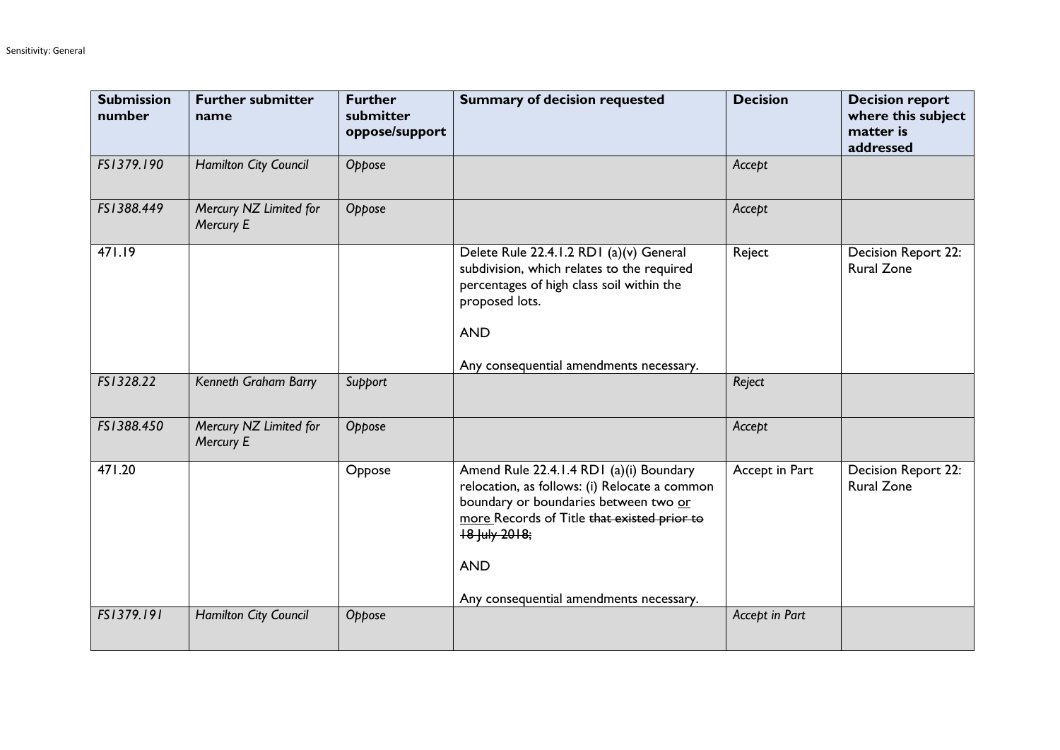| Submission number | Further submitter name | Further submitter oppose/support | Summary of decision requested | Decision | Decision report where this subject matter is addressed |
|---|---|---|---|---|---|
| *FS1379.190* | *Hamilton City Council* | *Oppose* | | *Accept* | |
| *FS1388.449* | *Mercury NZ Limited for Mercury E* | *Oppose* | | *Accept* | |
| 471.19 | | | Delete Rule 22.4.1.2 RD1 (a)(v) General subdivision, which relates to the required percentages of high class soil within the proposed lots.<br><br>AND<br><br>Any consequential amendments necessary. | Reject | Decision Report 22: Rural Zone |
| *FS1328.22* | *Kenneth Graham Barry* | *Support* | | *Reject* | |
| *FS1388.450* | *Mercury NZ Limited for Mercury E* | *Oppose* | | *Accept* | |
| 471.20 | | Oppose | Amend Rule 22.4.1.4 RD1 (a)(i) Boundary relocation, as follows: (i) Relocate a common boundary or boundaries between two <u>or more</u> Records of Title ~~that existed prior to 18 July 2018;~~<br><br>AND<br><br>Any consequential amendments necessary. | Accept in Part | Decision Report 22: Rural Zone |
| *FS1379.191* | *Hamilton City Council* | *Oppose* | | *Accept in Part* | |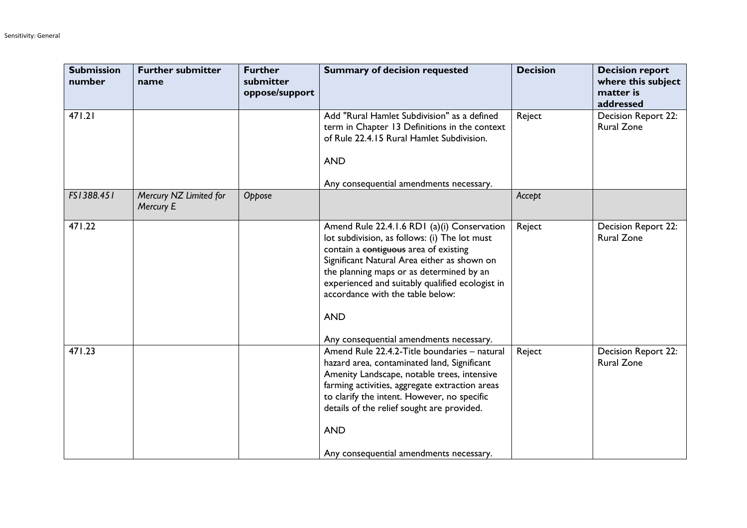| Submission number | Further submitter name | Further submitter oppose/support | Summary of decision requested | Decision | Decision report where this subject matter is addressed |
|---|---|---|---|---|---|
| 471.21 | | | Add "Rural Hamlet Subdivision" as a defined term in Chapter 13 Definitions in the context of Rule 22.4.15 Rural Hamlet Subdivision.<br><br>AND<br><br>Any consequential amendments necessary. | Reject | Decision Report 22: Rural Zone |
| *FS1388.451* | *Mercury NZ Limited for Mercury E* | *Oppose* | | *Accept* | |
| 471.22 | | | Amend Rule 22.4.1.6 RD1 (a)(i) Conservation lot subdivision, as follows: (i) The lot must contain a ~~contiguous~~ area of existing Significant Natural Area either as shown on the planning maps or as determined by an experienced and suitably qualified ecologist in accordance with the table below:<br><br>AND<br><br>Any consequential amendments necessary. | Reject | Decision Report 22: Rural Zone |
| 471.23 | | | Amend Rule 22.4.2-Title boundaries – natural hazard area, contaminated land, Significant Amenity Landscape, notable trees, intensive farming activities, aggregate extraction areas to clarify the intent. However, no specific details of the relief sought are provided.<br><br>AND<br><br>Any consequential amendments necessary. | Reject | Decision Report 22: Rural Zone |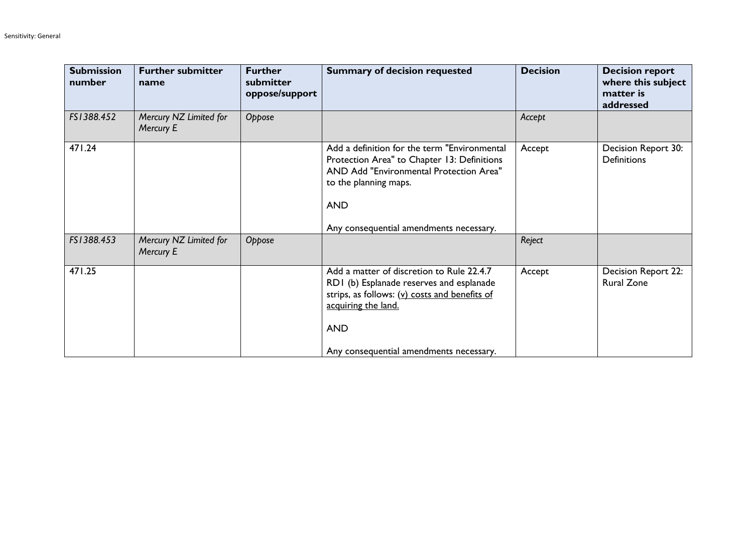| Submission number | Further submitter name | Further submitter oppose/support | Summary of decision requested | Decision | Decision report where this subject matter is addressed |
|---|---|---|---|---|---|
| *FS1388.452* | *Mercury NZ Limited for Mercury E* | *Oppose* | | *Accept* | |
| 471.24 | | | Add a definition for the term "Environmental Protection Area" to Chapter 13: Definitions AND Add "Environmental Protection Area" to the planning maps.<br><br>AND<br><br>Any consequential amendments necessary. | Accept | Decision Report 30: Definitions |
| *FS1388.453* | *Mercury NZ Limited for Mercury E* | *Oppose* | | *Reject* | |
| 471.25 | | | Add a matter of discretion to Rule 22.4.7 RD1 (b) Esplanade reserves and esplanade strips, as follows: <u>(v) costs and benefits of acquiring the land.</u><br><br>AND<br><br>Any consequential amendments necessary. | Accept | Decision Report 22: Rural Zone |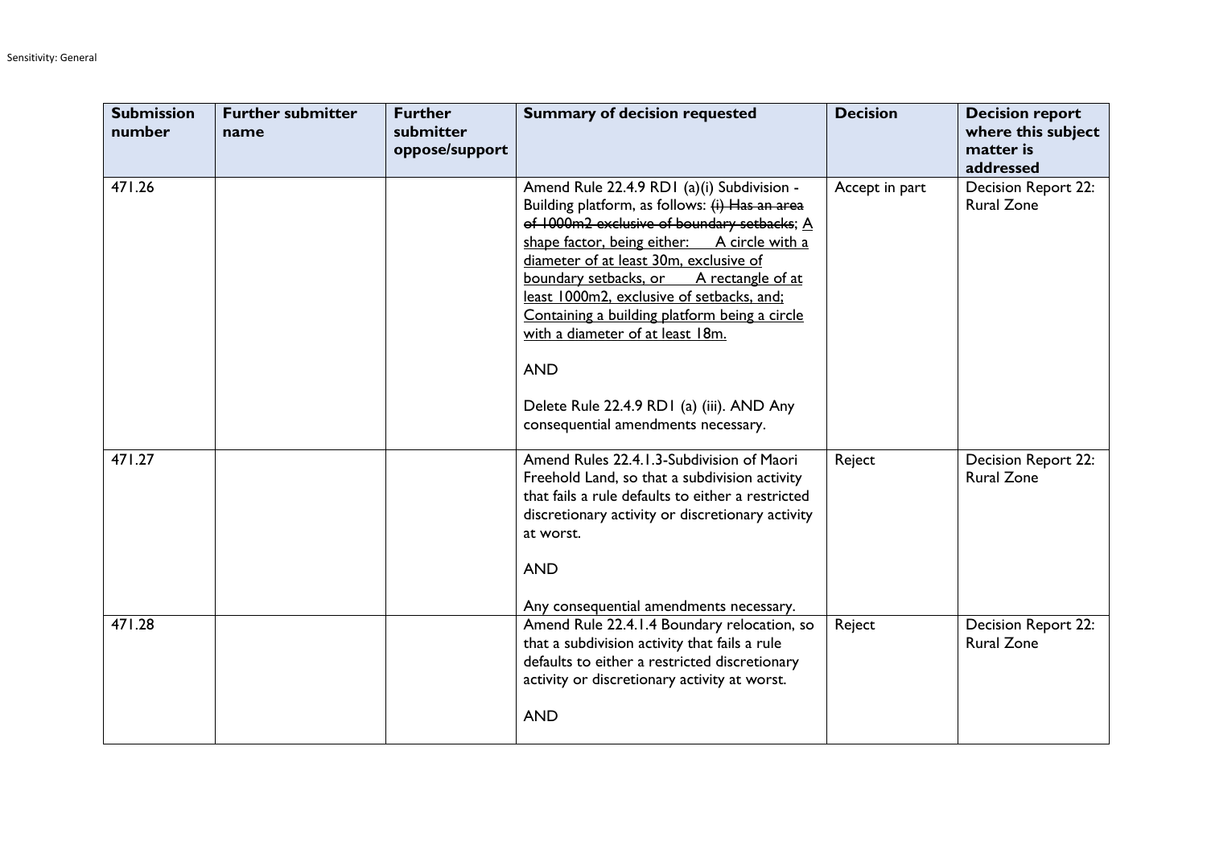| Submission number | Further submitter name | Further submitter oppose/support | Summary of decision requested | Decision | Decision report where this subject matter is addressed |
|---|---|---|---|---|---|
| 471.26 | | | Amend Rule 22.4.9 RD1 (a)(i) Subdivision - Building platform, as follows: ~~(i) Has an area of 1000m2 exclusive of boundary setbacks~~; <u>A shape factor, being either: A circle with a diameter of at least 30m, exclusive of boundary setbacks, or A rectangle of at least 1000m2, exclusive of setbacks, and; Containing a building platform being a circle with a diameter of at least 18m.</u><br><br>AND<br><br>Delete Rule 22.4.9 RD1 (a) (iii). AND Any consequential amendments necessary. | Accept in part | Decision Report 22: Rural Zone |
| 471.27 | | | Amend Rules 22.4.1.3-Subdivision of Maori Freehold Land, so that a subdivision activity that fails a rule defaults to either a restricted discretionary activity or discretionary activity at worst.<br><br>AND<br><br>Any consequential amendments necessary. | Reject | Decision Report 22: Rural Zone |
| 471.28 | | | Amend Rule 22.4.1.4 Boundary relocation, so that a subdivision activity that fails a rule defaults to either a restricted discretionary activity or discretionary activity at worst.<br><br>AND | Reject | Decision Report 22: Rural Zone |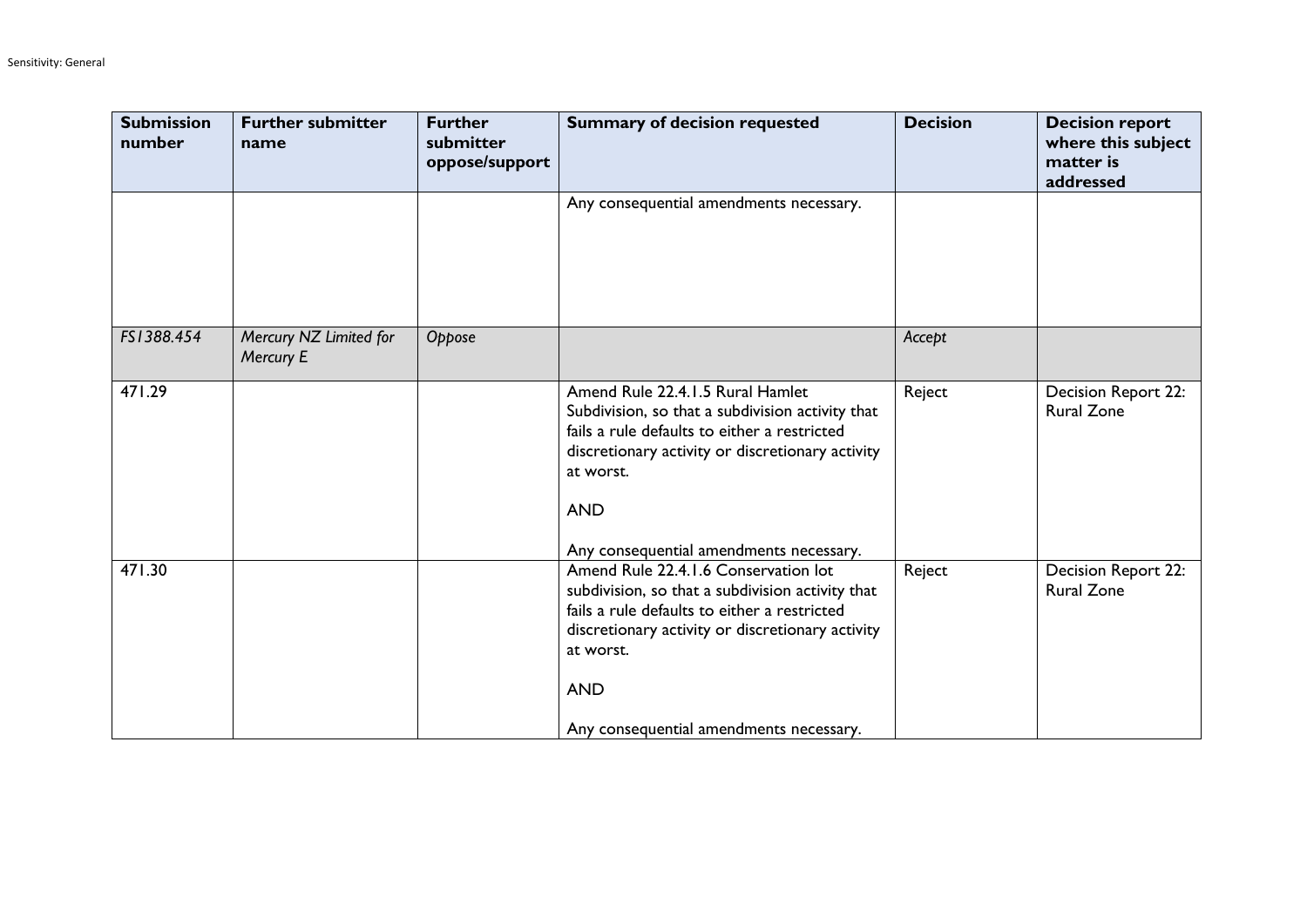| Submission number | Further submitter name | Further submitter oppose/support | Summary of decision requested | Decision | Decision report where this subject matter is addressed |
|---|---|---|---|---|---|
| | | | Any consequential amendments necessary. | | |
| *FS1388.454* | *Mercury NZ Limited for Mercury E* | *Oppose* | | *Accept* | |
| 471.29 | | | Amend Rule 22.4.1.5 Rural Hamlet Subdivision, so that a subdivision activity that fails a rule defaults to either a restricted discretionary activity or discretionary activity at worst.<br><br>AND<br><br>Any consequential amendments necessary. | Reject | Decision Report 22: Rural Zone |
| 471.30 | | | Amend Rule 22.4.1.6 Conservation lot subdivision, so that a subdivision activity that fails a rule defaults to either a restricted discretionary activity or discretionary activity at worst.<br><br>AND<br><br>Any consequential amendments necessary. | Reject | Decision Report 22: Rural Zone |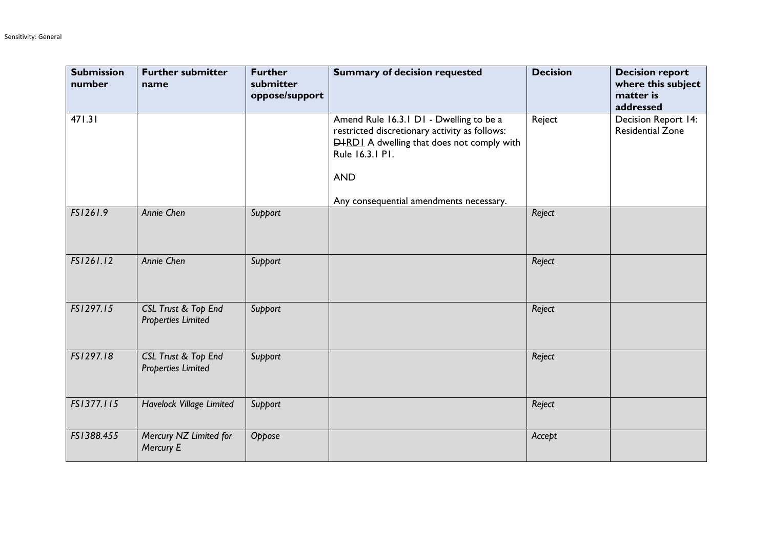| Submission number | Further submitter name | Further submitter oppose/support | Summary of decision requested | Decision | Decision report where this subject matter is addressed |
|---|---|---|---|---|---|
| 471.31 | | | Amend Rule 16.3.1 D1 - Dwelling to be a restricted discretionary activity as follows: ~~D1~~<u>RD1</u> A dwelling that does not comply with Rule 16.3.1 P1.<br><br>AND<br><br>Any consequential amendments necessary. | Reject | Decision Report 14: Residential Zone |
| *FS1261.9* | *Annie Chen* | *Support* | | *Reject* | |
| *FS1261.12* | *Annie Chen* | *Support* | | *Reject* | |
| *FS1297.15* | *CSL Trust & Top End Properties Limited* | *Support* | | *Reject* | |
| *FS1297.18* | *CSL Trust & Top End Properties Limited* | *Support* | | *Reject* | |
| *FS1377.115* | *Havelock Village Limited* | *Support* | | *Reject* | |
| *FS1388.455* | *Mercury NZ Limited for Mercury E* | *Oppose* | | *Accept* | |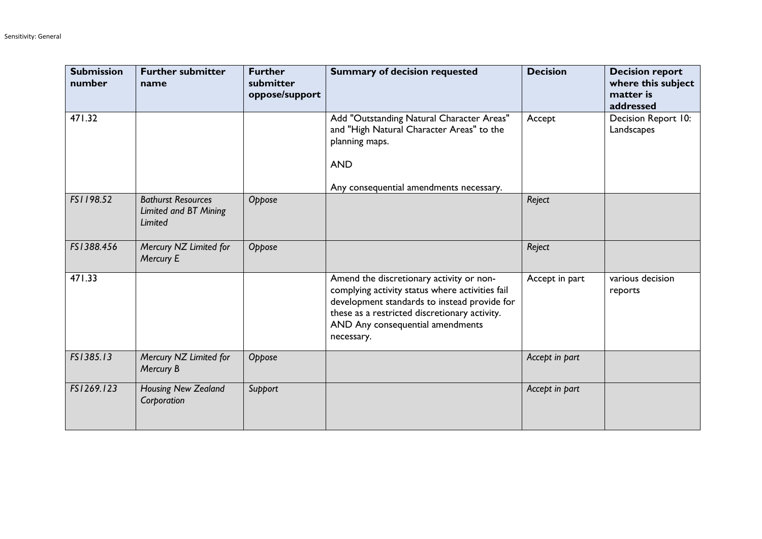| Submission number | Further submitter name | Further submitter oppose/support | Summary of decision requested | Decision | Decision report where this subject matter is addressed |
|---|---|---|---|---|---|
| 471.32 | | | Add "Outstanding Natural Character Areas" and "High Natural Character Areas" to the planning maps.<br><br>AND<br><br>Any consequential amendments necessary. | Accept | Decision Report 10: Landscapes |
| *FS1198.52* | *Bathurst Resources Limited and BT Mining Limited* | *Oppose* | | *Reject* | |
| *FS1388.456* | *Mercury NZ Limited for Mercury E* | *Oppose* | | *Reject* | |
| 471.33 | | | Amend the discretionary activity or non-complying activity status where activities fail development standards to instead provide for these as a restricted discretionary activity. AND Any consequential amendments necessary. | Accept in part | various decision reports |
| *FS1385.13* | *Mercury NZ Limited for Mercury B* | *Oppose* | | *Accept in part* | |
| *FS1269.123* | *Housing New Zealand Corporation* | *Support* | | *Accept in part* | |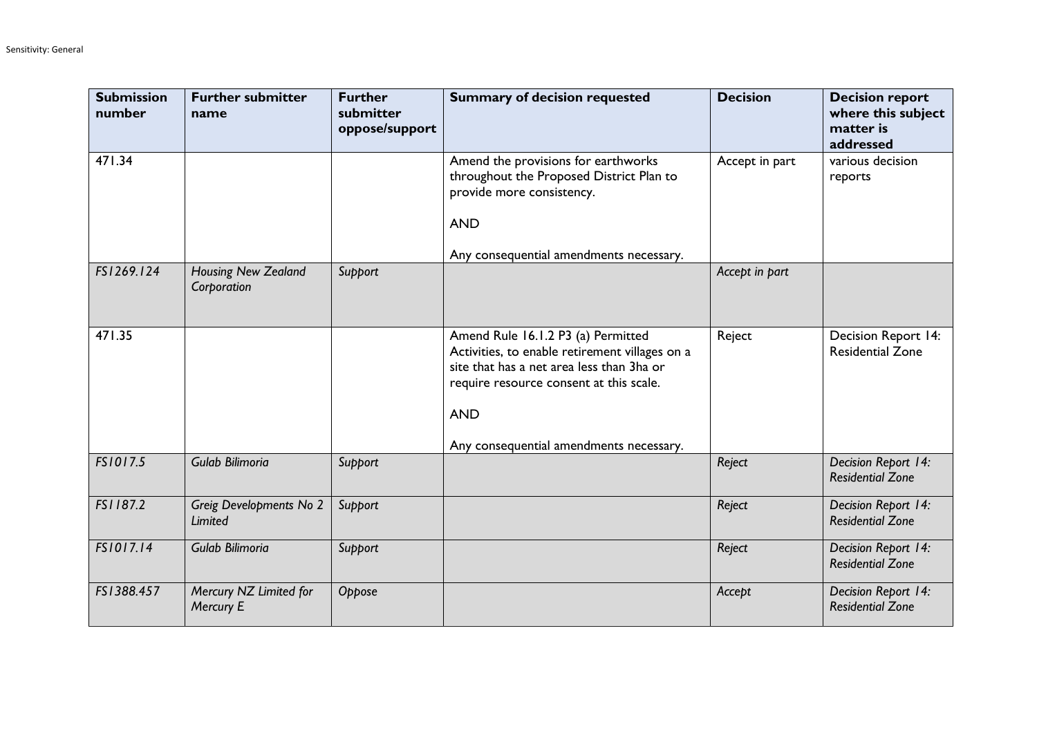| Submission number | Further submitter name | Further submitter oppose/support | Summary of decision requested | Decision | Decision report where this subject matter is addressed |
|---|---|---|---|---|---|
| 471.34 | | | Amend the provisions for earthworks throughout the Proposed District Plan to provide more consistency.<br><br>AND<br><br>Any consequential amendments necessary. | Accept in part | various decision reports |
| *FS1269.124* | *Housing New Zealand Corporation* | *Support* | | *Accept in part* | |
| 471.35 | | | Amend Rule 16.1.2 P3 (a) Permitted Activities, to enable retirement villages on a site that has a net area less than 3ha or require resource consent at this scale.<br><br>AND<br><br>Any consequential amendments necessary. | Reject | Decision Report 14: Residential Zone |
| *FS1017.5* | *Gulab Bilimoria* | *Support* | | *Reject* | *Decision Report 14: Residential Zone* |
| *FS1187.2* | *Greig Developments No 2 Limited* | *Support* | | *Reject* | *Decision Report 14: Residential Zone* |
| *FS1017.14* | *Gulab Bilimoria* | *Support* | | *Reject* | *Decision Report 14: Residential Zone* |
| *FS1388.457* | *Mercury NZ Limited for Mercury E* | *Oppose* | | *Accept* | *Decision Report 14: Residential Zone* |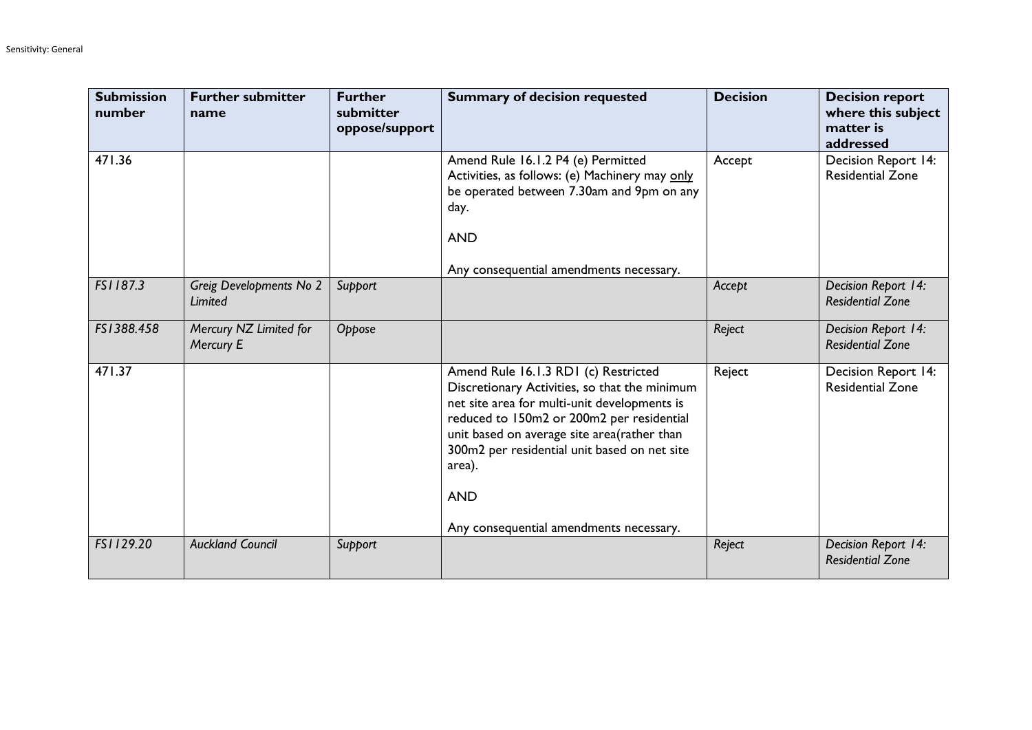| Submission number | Further submitter name | Further submitter oppose/support | Summary of decision requested | Decision | Decision report where this subject matter is addressed |
|---|---|---|---|---|---|
| 471.36 | | | Amend Rule 16.1.2 P4 (e) Permitted Activities, as follows: (e) Machinery may <u>only</u> be operated between 7.30am and 9pm on any day.<br><br>AND<br><br>Any consequential amendments necessary. | Accept | Decision Report 14: Residential Zone |
| *FS1187.3* | *Greig Developments No 2 Limited* | *Support* | | *Accept* | *Decision Report 14: Residential Zone* |
| *FS1388.458* | *Mercury NZ Limited for Mercury E* | *Oppose* | | *Reject* | *Decision Report 14: Residential Zone* |
| 471.37 | | | Amend Rule 16.1.3 RD1 (c) Restricted Discretionary Activities, so that the minimum net site area for multi-unit developments is reduced to 150m2 or 200m2 per residential unit based on average site area(rather than 300m2 per residential unit based on net site area).<br><br>AND<br><br>Any consequential amendments necessary. | Reject | Decision Report 14: Residential Zone |
| *FS1129.20* | *Auckland Council* | *Support* | | *Reject* | *Decision Report 14: Residential Zone* |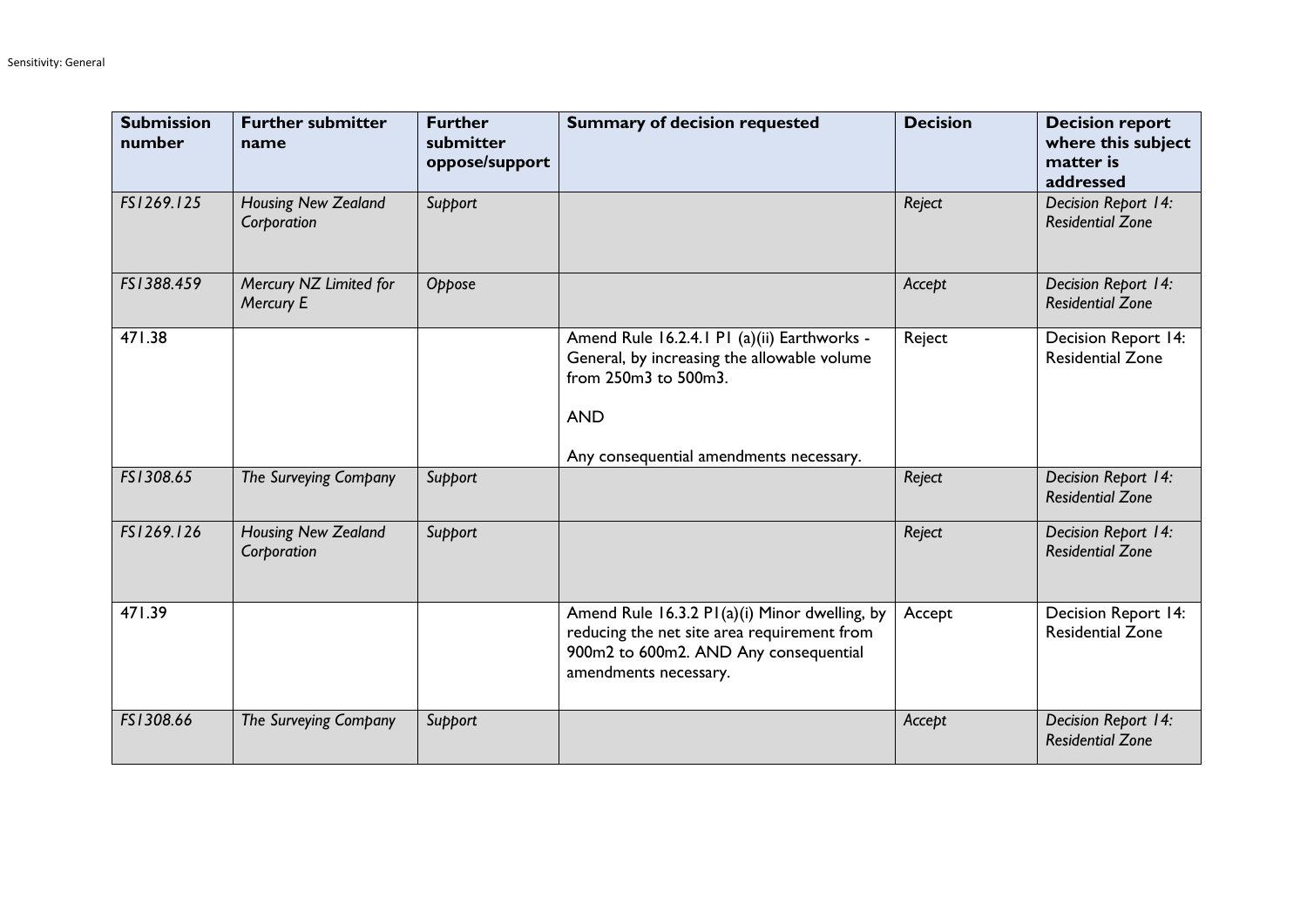| Submission number | Further submitter name | Further submitter oppose/support | Summary of decision requested | Decision | Decision report where this subject matter is addressed |
|---|---|---|---|---|---|
| *FS1269.125* | *Housing New Zealand Corporation* | *Support* | | *Reject* | *Decision Report 14: Residential Zone* |
| *FS1388.459* | *Mercury NZ Limited for Mercury E* | *Oppose* | | *Accept* | *Decision Report 14: Residential Zone* |
| 471.38 | | | Amend Rule 16.2.4.1 P1 (a)(ii) Earthworks - General, by increasing the allowable volume from 250m3 to 500m3. AND Any consequential amendments necessary. | Reject | Decision Report 14: Residential Zone |
| *FS1308.65* | *The Surveying Company* | *Support* | | *Reject* | *Decision Report 14: Residential Zone* |
| *FS1269.126* | *Housing New Zealand Corporation* | *Support* | | *Reject* | *Decision Report 14: Residential Zone* |
| 471.39 | | | Amend Rule 16.3.2 P1(a)(i) Minor dwelling, by reducing the net site area requirement from 900m2 to 600m2. AND Any consequential amendments necessary. | Accept | Decision Report 14: Residential Zone |
| *FS1308.66* | *The Surveying Company* | *Support* | | *Accept* | *Decision Report 14: Residential Zone* |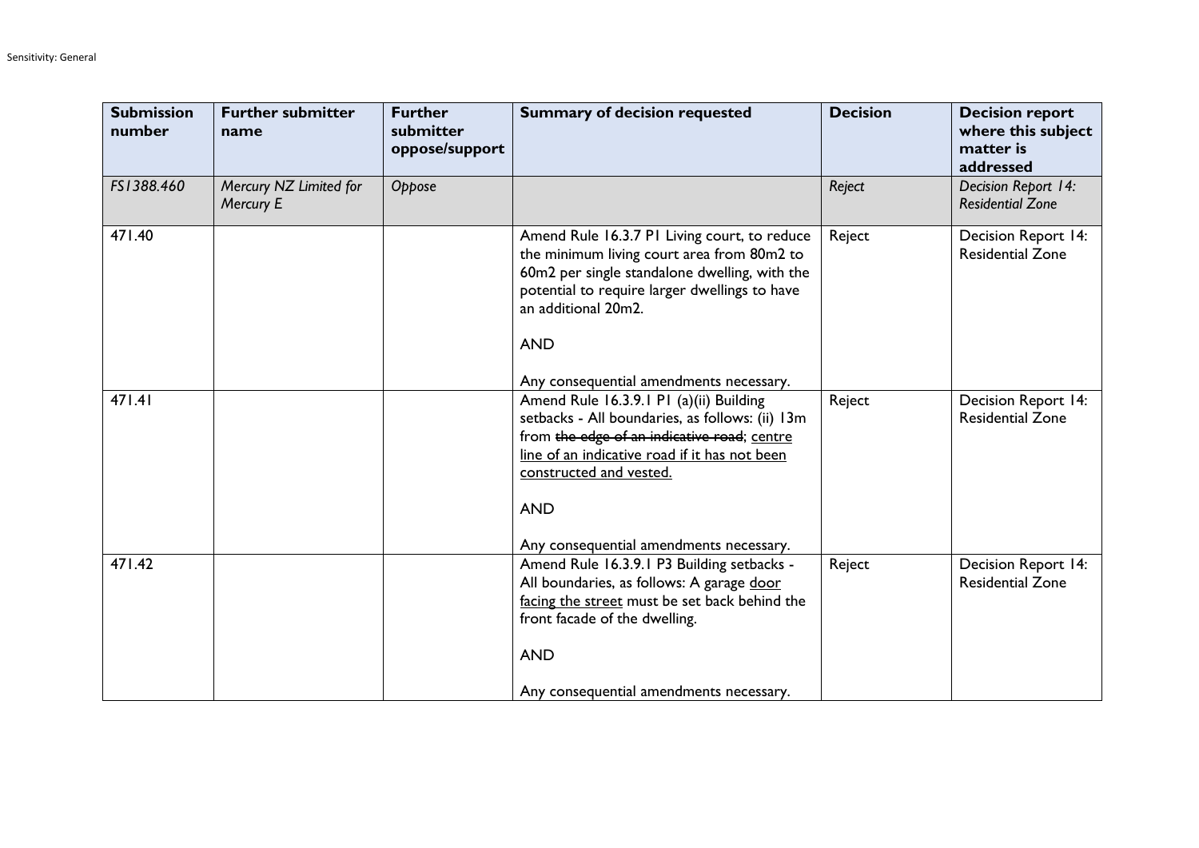| Submission number | Further submitter name | Further submitter oppose/support | Summary of decision requested | Decision | Decision report where this subject matter is addressed |
|---|---|---|---|---|---|
| *FS1388.460* | *Mercury NZ Limited for Mercury E* | *Oppose* | | *Reject* | *Decision Report 14: Residential Zone* |
| 471.40 | | | Amend Rule 16.3.7 P1 Living court, to reduce the minimum living court area from 80m2 to 60m2 per single standalone dwelling, with the potential to require larger dwellings to have an additional 20m2.<br><br>AND<br><br>Any consequential amendments necessary. | Reject | Decision Report 14: Residential Zone |
| 471.41 | | | Amend Rule 16.3.9.1 P1 (a)(ii) Building setbacks - All boundaries, as follows: (ii) 13m from ~~the edge of an indicative road~~; <u>centre line of an indicative road if it has not been constructed and vested.</u><br><br>AND<br><br>Any consequential amendments necessary. | Reject | Decision Report 14: Residential Zone |
| 471.42 | | | Amend Rule 16.3.9.1 P3 Building setbacks - All boundaries, as follows: A garage <u>door facing the street</u> must be set back behind the front facade of the dwelling.<br><br>AND<br><br>Any consequential amendments necessary. | Reject | Decision Report 14: Residential Zone |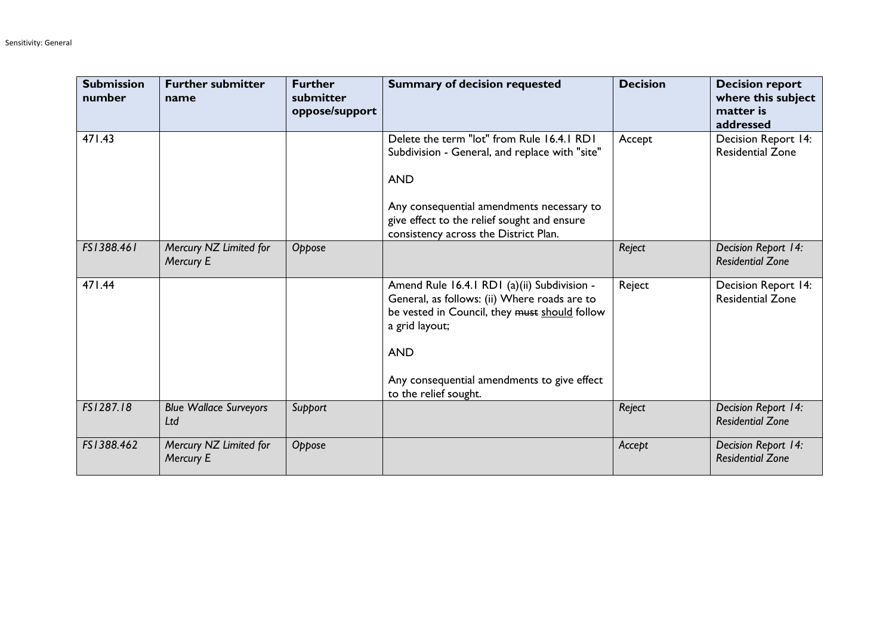| Submission number | Further submitter name | Further submitter oppose/support | Summary of decision requested | Decision | Decision report where this subject matter is addressed |
|---|---|---|---|---|---|
| 471.43 | | | Delete the term "lot" from Rule 16.4.1 RD1 Subdivision - General, and replace with "site"<br><br>AND<br><br>Any consequential amendments necessary to give effect to the relief sought and ensure consistency across the District Plan. | Accept | Decision Report 14: Residential Zone |
| *FS1388.461* | *Mercury NZ Limited for Mercury E* | *Oppose* | | *Reject* | *Decision Report 14: Residential Zone* |
| 471.44 | | | Amend Rule 16.4.1 RD1 (a)(ii) Subdivision - General, as follows: (ii) Where roads are to be vested in Council, they ~~must~~ <u>should</u> follow a grid layout;<br><br>AND<br><br>Any consequential amendments to give effect to the relief sought. | Reject | Decision Report 14: Residential Zone |
| *FS1287.18* | *Blue Wallace Surveyors Ltd* | *Support* | | *Reject* | *Decision Report 14: Residential Zone* |
| *FS1388.462* | *Mercury NZ Limited for Mercury E* | *Oppose* | | *Accept* | *Decision Report 14: Residential Zone* |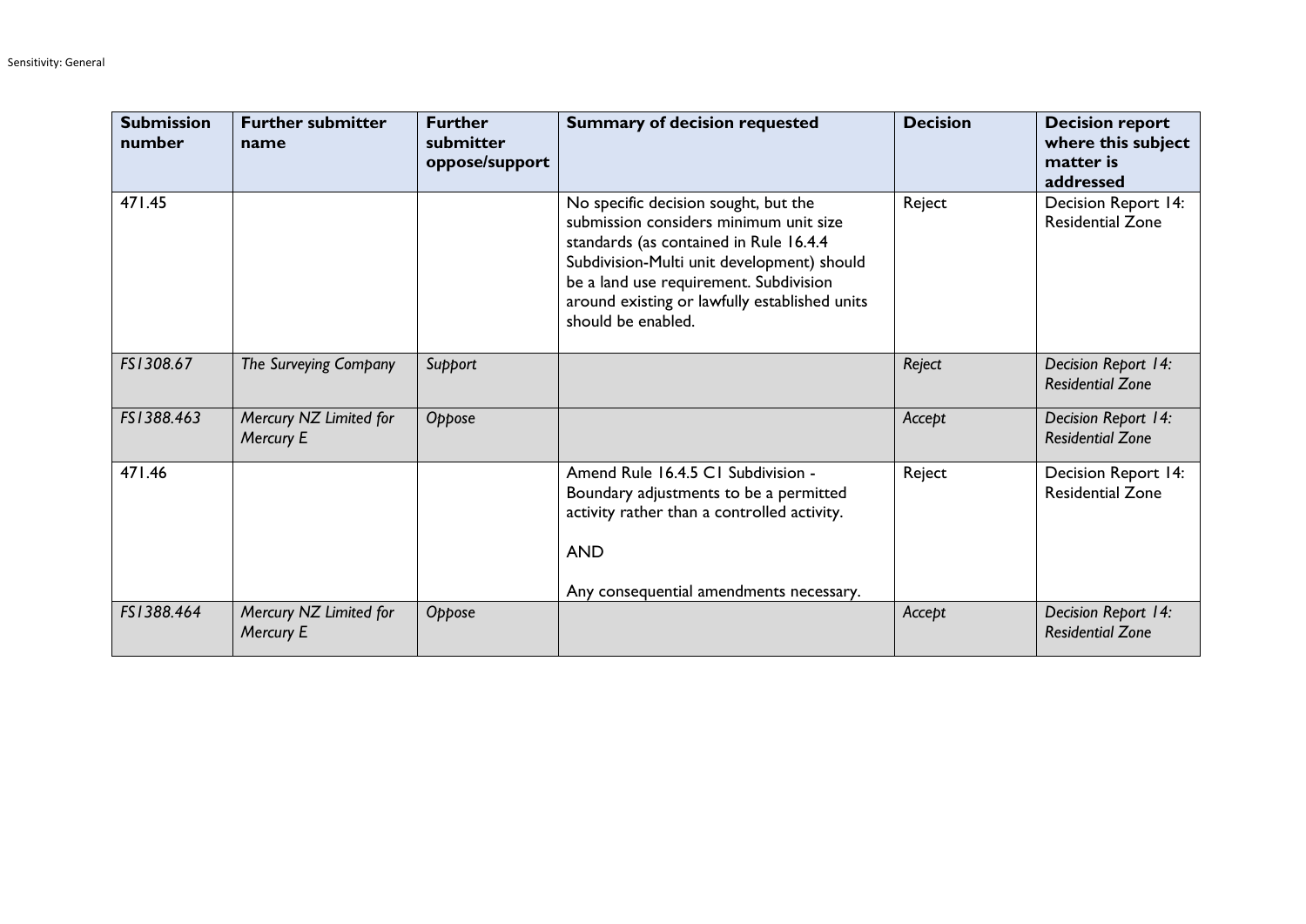| Submission number | Further submitter name | Further submitter oppose/support | Summary of decision requested | Decision | Decision report where this subject matter is addressed |
|---|---|---|---|---|---|
| 471.45 | | | No specific decision sought, but the submission considers minimum unit size standards (as contained in Rule 16.4.4 Subdivision-Multi unit development) should be a land use requirement. Subdivision around existing or lawfully established units should be enabled. | Reject | Decision Report 14: Residential Zone |
| *FS1308.67* | *The Surveying Company* | *Support* | | *Reject* | *Decision Report 14: Residential Zone* |
| *FS1388.463* | *Mercury NZ Limited for Mercury E* | *Oppose* | | *Accept* | *Decision Report 14: Residential Zone* |
| 471.46 | | | Amend Rule 16.4.5 C1 Subdivision - Boundary adjustments to be a permitted activity rather than a controlled activity.<br><br>AND<br><br>Any consequential amendments necessary. | Reject | Decision Report 14: Residential Zone |
| *FS1388.464* | *Mercury NZ Limited for Mercury E* | *Oppose* | | *Accept* | *Decision Report 14: Residential Zone* |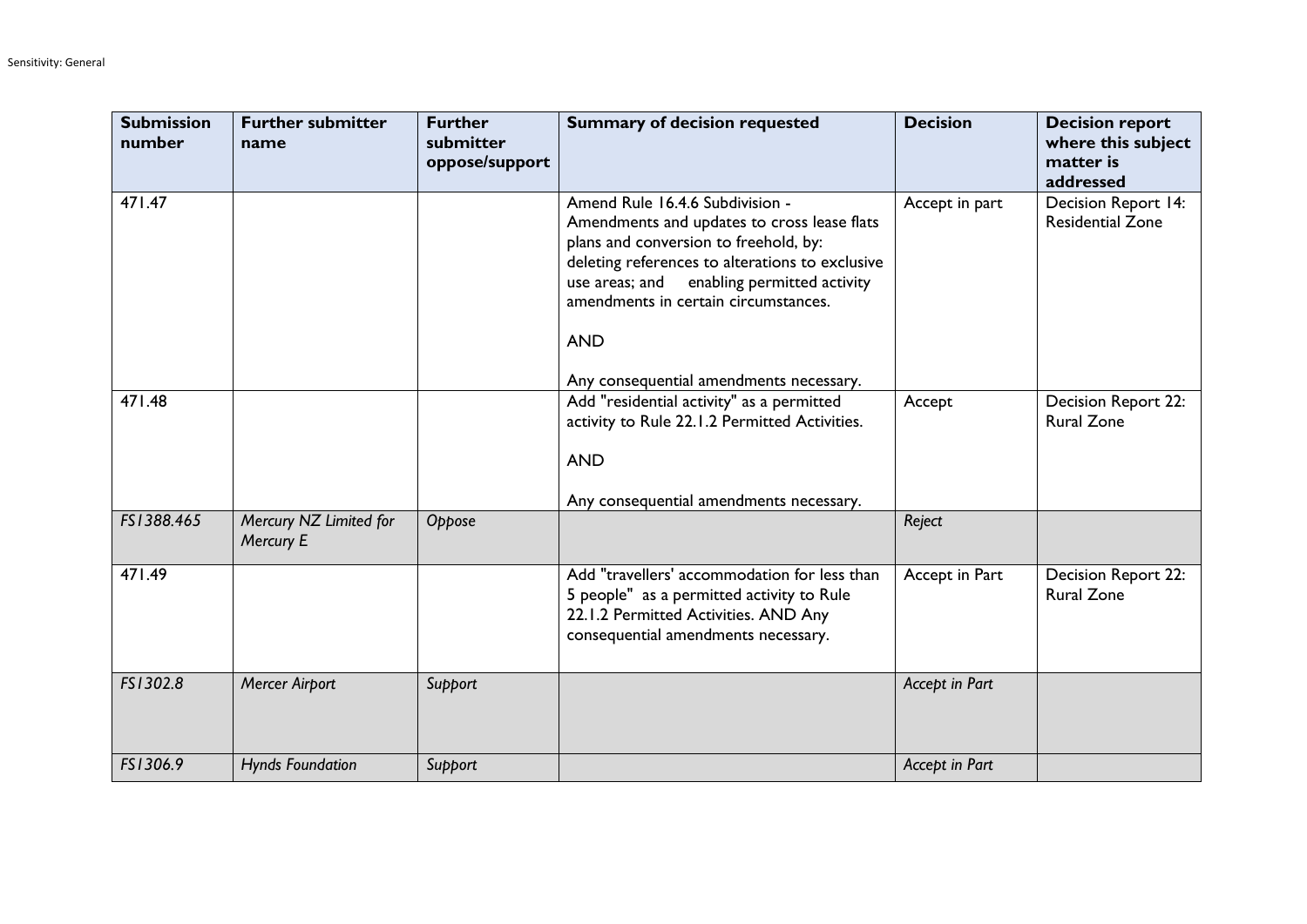| Submission number | Further submitter name | Further submitter oppose/support | Summary of decision requested | Decision | Decision report where this subject matter is addressed |
|---|---|---|---|---|---|
| 471.47 | | | Amend Rule 16.4.6 Subdivision - Amendments and updates to cross lease flats plans and conversion to freehold, by: deleting references to alterations to exclusive use areas; and enabling permitted activity amendments in certain circumstances. <br><br> AND <br><br> Any consequential amendments necessary. | Accept in part | Decision Report 14: Residential Zone |
| 471.48 | | | Add "residential activity" as a permitted activity to Rule 22.1.2 Permitted Activities. <br><br> AND <br><br> Any consequential amendments necessary. | Accept | Decision Report 22: Rural Zone |
| *FS1388.465* | *Mercury NZ Limited for Mercury E* | *Oppose* | | *Reject* | |
| 471.49 | | | Add "travellers' accommodation for less than 5 people" as a permitted activity to Rule 22.1.2 Permitted Activities. AND Any consequential amendments necessary. | Accept in Part | Decision Report 22: Rural Zone |
| *FS1302.8* | *Mercer Airport* | *Support* | | *Accept in Part* | |
| *FS1306.9* | *Hynds Foundation* | *Support* | | *Accept in Part* | |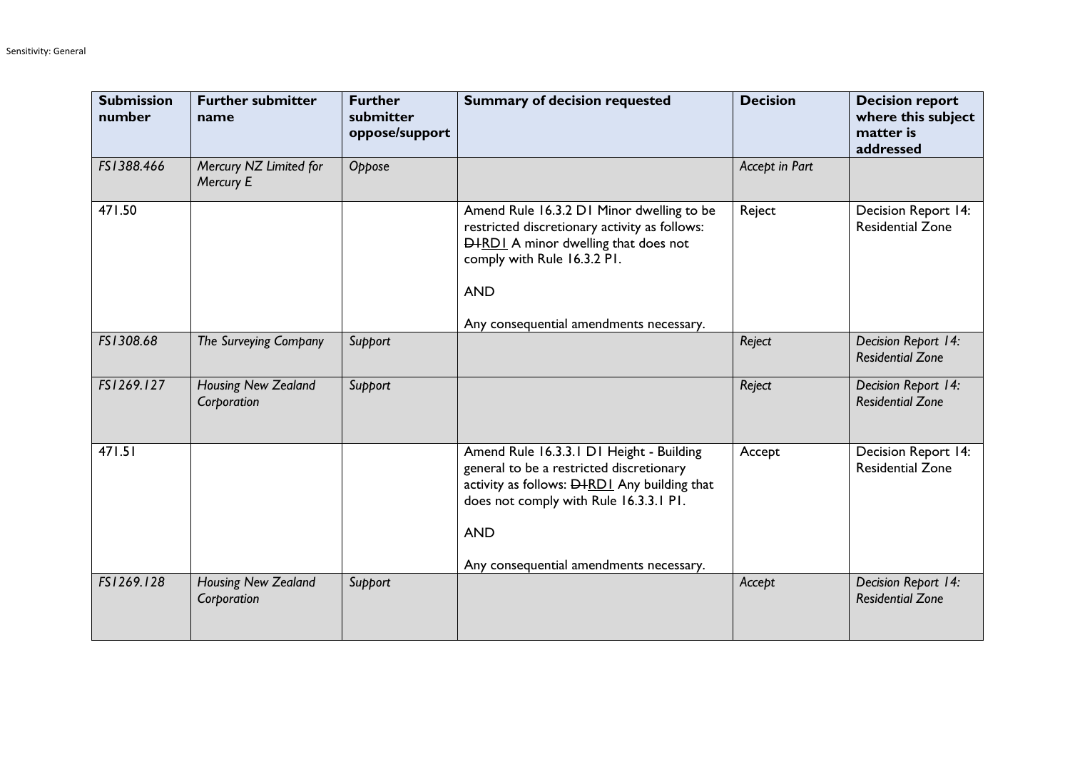| Submission number | Further submitter name | Further submitter oppose/support | Summary of decision requested | Decision | Decision report where this subject matter is addressed |
|---|---|---|---|---|---|
| *FS1388.466* | *Mercury NZ Limited for Mercury E* | *Oppose* | | *Accept in Part* | |
| 471.50 | | | Amend Rule 16.3.2 D1 Minor dwelling to be restricted discretionary activity as follows: ~~D1~~RD1 A minor dwelling that does not comply with Rule 16.3.2 P1.<br><br>AND<br><br>Any consequential amendments necessary. | Reject | Decision Report 14: Residential Zone |
| *FS1308.68* | *The Surveying Company* | *Support* | | *Reject* | *Decision Report 14: Residential Zone* |
| *FS1269.127* | *Housing New Zealand Corporation* | *Support* | | *Reject* | *Decision Report 14: Residential Zone* |
| 471.51 | | | Amend Rule 16.3.3.1 D1 Height - Building general to be a restricted discretionary activity as follows: ~~D1~~RD1 Any building that does not comply with Rule 16.3.3.1 P1.<br><br>AND<br><br>Any consequential amendments necessary. | Accept | Decision Report 14: Residential Zone |
| *FS1269.128* | *Housing New Zealand Corporation* | *Support* | | *Accept* | *Decision Report 14: Residential Zone* |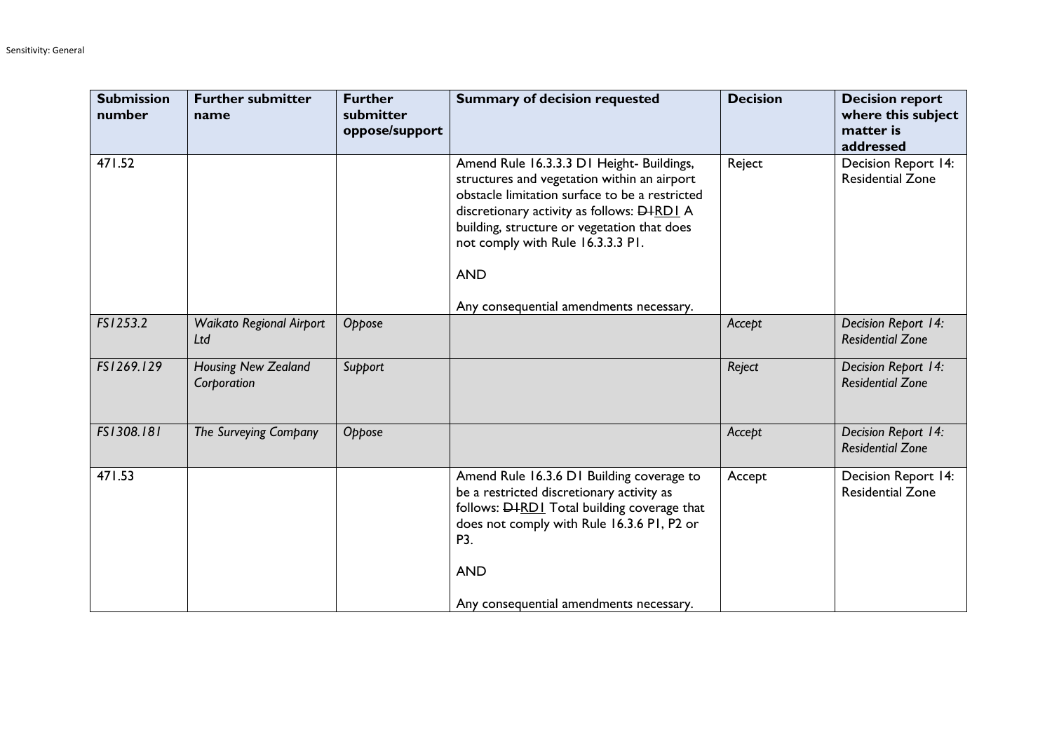| Submission number | Further submitter name | Further submitter oppose/support | Summary of decision requested | Decision | Decision report where this subject matter is addressed |
|---|---|---|---|---|---|
| 471.52 | | | Amend Rule 16.3.3.3 D1 Height- Buildings, structures and vegetation within an airport obstacle limitation surface to be a restricted discretionary activity as follows: ~~D1~~<u>RD1</u> A building, structure or vegetation that does not comply with Rule 16.3.3.3 P1.<br><br>AND<br><br>Any consequential amendments necessary. | Reject | Decision Report 14: Residential Zone |
| *FS1253.2* | *Waikato Regional Airport Ltd* | *Oppose* | | *Accept* | *Decision Report 14: Residential Zone* |
| *FS1269.129* | *Housing New Zealand Corporation* | *Support* | | *Reject* | *Decision Report 14: Residential Zone* |
| *FS1308.181* | *The Surveying Company* | *Oppose* | | *Accept* | *Decision Report 14: Residential Zone* |
| 471.53 | | | Amend Rule 16.3.6 D1 Building coverage to be a restricted discretionary activity as follows: ~~D1~~<u>RD1</u> Total building coverage that does not comply with Rule 16.3.6 P1, P2 or P3.<br><br>AND<br><br>Any consequential amendments necessary. | Accept | Decision Report 14: Residential Zone |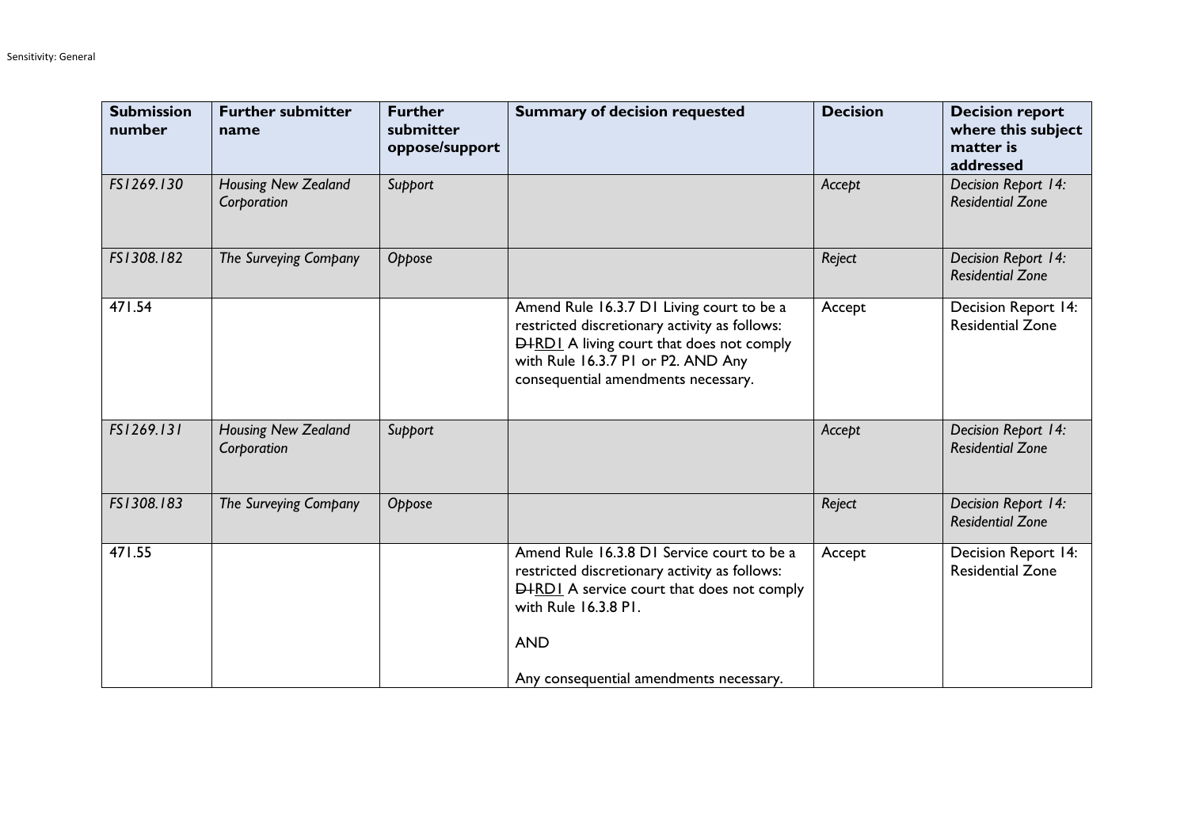| Submission number | Further submitter name | Further submitter oppose/support | Summary of decision requested | Decision | Decision report where this subject matter is addressed |
|---|---|---|---|---|---|
| *FS1269.130* | *Housing New Zealand Corporation* | *Support* | | *Accept* | *Decision Report 14: Residential Zone* |
| *FS1308.182* | *The Surveying Company* | *Oppose* | | *Reject* | *Decision Report 14: Residential Zone* |
| 471.54 | | | Amend Rule 16.3.7 D1 Living court to be a restricted discretionary activity as follows: ~~D1~~RD1 A living court that does not comply with Rule 16.3.7 P1 or P2. AND Any consequential amendments necessary. | Accept | Decision Report 14: Residential Zone |
| *FS1269.131* | *Housing New Zealand Corporation* | *Support* | | *Accept* | *Decision Report 14: Residential Zone* |
| *FS1308.183* | *The Surveying Company* | *Oppose* | | *Reject* | *Decision Report 14: Residential Zone* |
| 471.55 | | | Amend Rule 16.3.8 D1 Service court to be a restricted discretionary activity as follows: ~~D1~~RD1 A service court that does not comply with Rule 16.3.8 P1. AND Any consequential amendments necessary. | Accept | Decision Report 14: Residential Zone |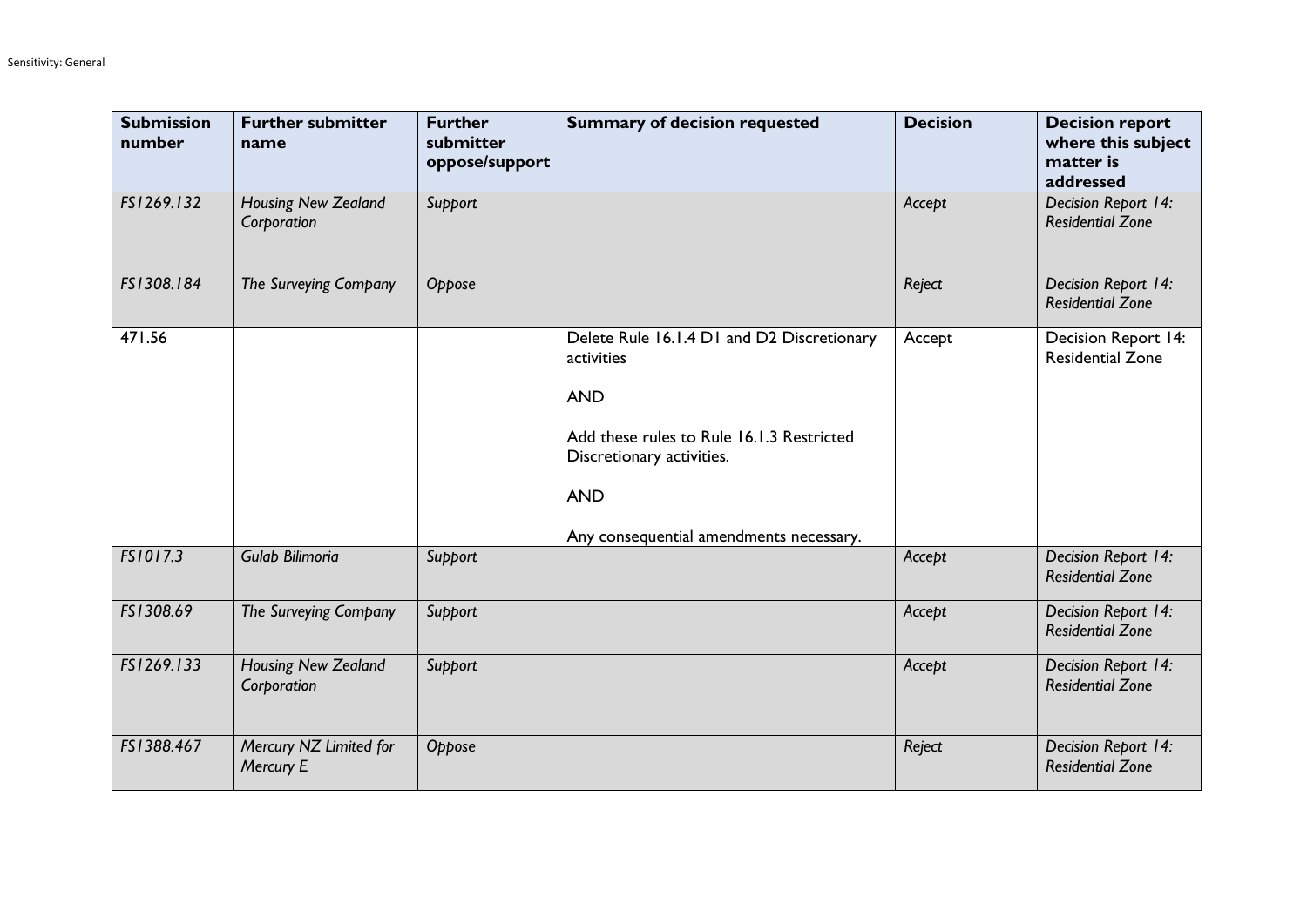| Submission number | Further submitter name | Further submitter oppose/support | Summary of decision requested | Decision | Decision report where this subject matter is addressed |
|---|---|---|---|---|---|
| *FS1269.132* | *Housing New Zealand Corporation* | *Support* | | *Accept* | *Decision Report 14: Residential Zone* |
| *FS1308.184* | *The Surveying Company* | *Oppose* | | *Reject* | *Decision Report 14: Residential Zone* |
| 471.56 | | | Delete Rule 16.1.4 D1 and D2 Discretionary activities<br><br>AND<br><br>Add these rules to Rule 16.1.3 Restricted Discretionary activities.<br><br>AND<br><br>Any consequential amendments necessary. | Accept | Decision Report 14: Residential Zone |
| *FS1017.3* | *Gulab Bilimoria* | *Support* | | *Accept* | *Decision Report 14: Residential Zone* |
| *FS1308.69* | *The Surveying Company* | *Support* | | *Accept* | *Decision Report 14: Residential Zone* |
| *FS1269.133* | *Housing New Zealand Corporation* | *Support* | | *Accept* | *Decision Report 14: Residential Zone* |
| *FS1388.467* | *Mercury NZ Limited for Mercury E* | *Oppose* | | *Reject* | *Decision Report 14: Residential Zone* |